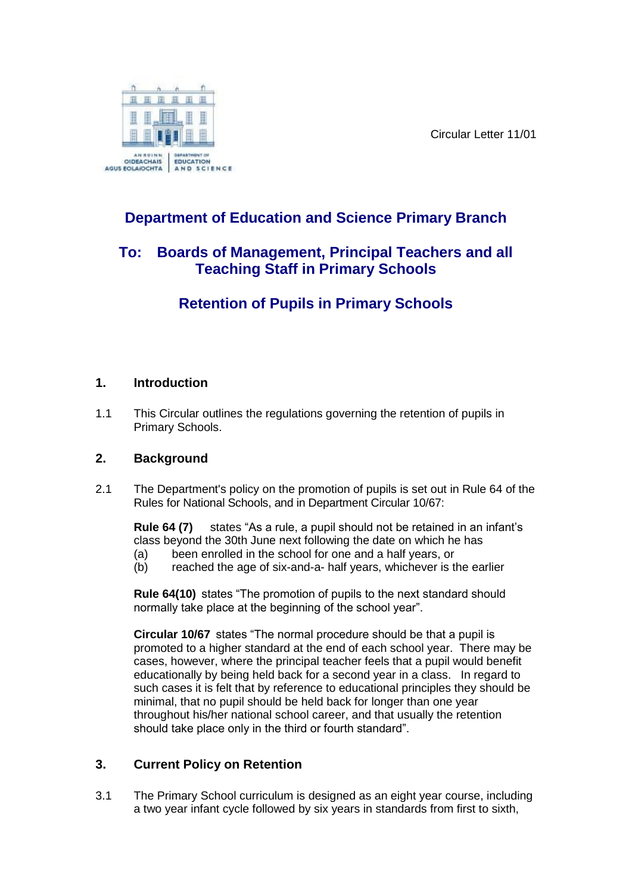Circular Letter 11/01

# Department of Education and Science Primary Branch

## To: Boards of Management, Principal Teachers and all Teaching Staff in Primary Schools

## Retention of Pupils in Primary Schools

### 1. Introduction

1.1 This Circular outlines the regulations governing the retention of pupils in Primary Schools.

### 2. Background

2.1 The Department's policy on the promotion of pupils is set out in Rule 64 of the Rules for National Schools, and in Department Circular 10/67:

**Rule 64 (7)** states "As a rule, a pupil should not be retained in an infant's class beyond the 30th June next following the date on which he has
(a) been enrolled in the school for one and a half years, or
(b) reached the age of six-and-a- half years, whichever is the earlier

**Rule 64(10)** states "The promotion of pupils to the next standard should normally take place at the beginning of the school year".

**Circular 10/67** states "The normal procedure should be that a pupil is promoted to a higher standard at the end of each school year. There may be cases, however, where the principal teacher feels that a pupil would benefit educationally by being held back for a second year in a class. In regard to such cases it is felt that by reference to educational principles they should be minimal, that no pupil should be held back for longer than one year throughout his/her national school career, and that usually the retention should take place only in the third or fourth standard".

### 3. Current Policy on Retention

3.1 The Primary School curriculum is designed as an eight year course, including a two year infant cycle followed by six years in standards from first to sixth,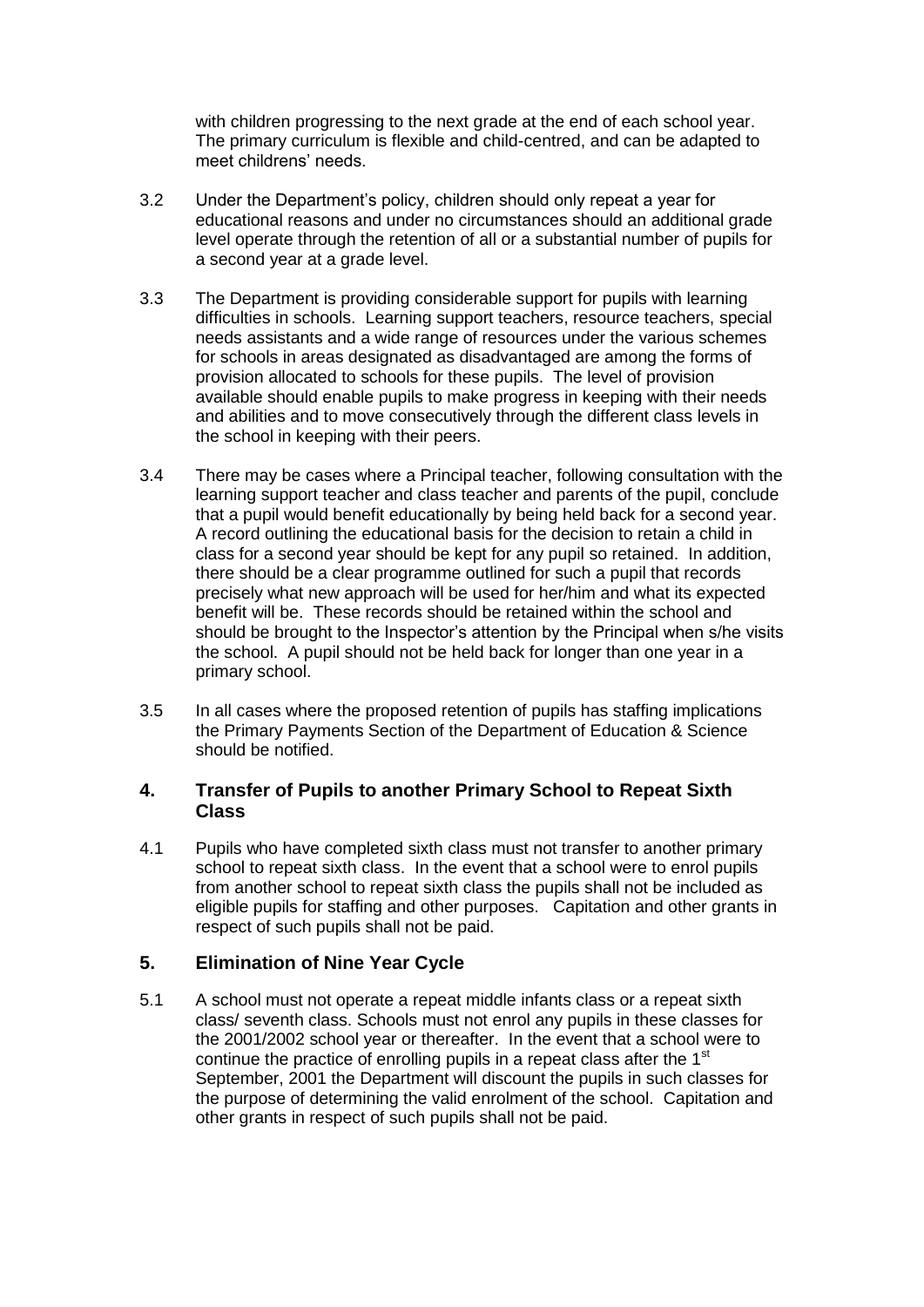with children progressing to the next grade at the end of each school year. The primary curriculum is flexible and child-centred, and can be adapted to meet childrens' needs.

3.2 Under the Department's policy, children should only repeat a year for educational reasons and under no circumstances should an additional grade level operate through the retention of all or a substantial number of pupils for a second year at a grade level.

3.3 The Department is providing considerable support for pupils with learning difficulties in schools. Learning support teachers, resource teachers, special needs assistants and a wide range of resources under the various schemes for schools in areas designated as disadvantaged are among the forms of provision allocated to schools for these pupils. The level of provision available should enable pupils to make progress in keeping with their needs and abilities and to move consecutively through the different class levels in the school in keeping with their peers.

3.4 There may be cases where a Principal teacher, following consultation with the learning support teacher and class teacher and parents of the pupil, conclude that a pupil would benefit educationally by being held back for a second year. A record outlining the educational basis for the decision to retain a child in class for a second year should be kept for any pupil so retained. In addition, there should be a clear programme outlined for such a pupil that records precisely what new approach will be used for her/him and what its expected benefit will be. These records should be retained within the school and should be brought to the Inspector's attention by the Principal when s/he visits the school. A pupil should not be held back for longer than one year in a primary school.

3.5 In all cases where the proposed retention of pupils has staffing implications the Primary Payments Section of the Department of Education & Science should be notified.

## 4. Transfer of Pupils to another Primary School to Repeat Sixth Class

4.1 Pupils who have completed sixth class must not transfer to another primary school to repeat sixth class. In the event that a school were to enrol pupils from another school to repeat sixth class the pupils shall not be included as eligible pupils for staffing and other purposes. Capitation and other grants in respect of such pupils shall not be paid.

## 5. Elimination of Nine Year Cycle

5.1 A school must not operate a repeat middle infants class or a repeat sixth class/ seventh class. Schools must not enrol any pupils in these classes for the 2001/2002 school year or thereafter. In the event that a school were to continue the practice of enrolling pupils in a repeat class after the 1st September, 2001 the Department will discount the pupils in such classes for the purpose of determining the valid enrolment of the school. Capitation and other grants in respect of such pupils shall not be paid.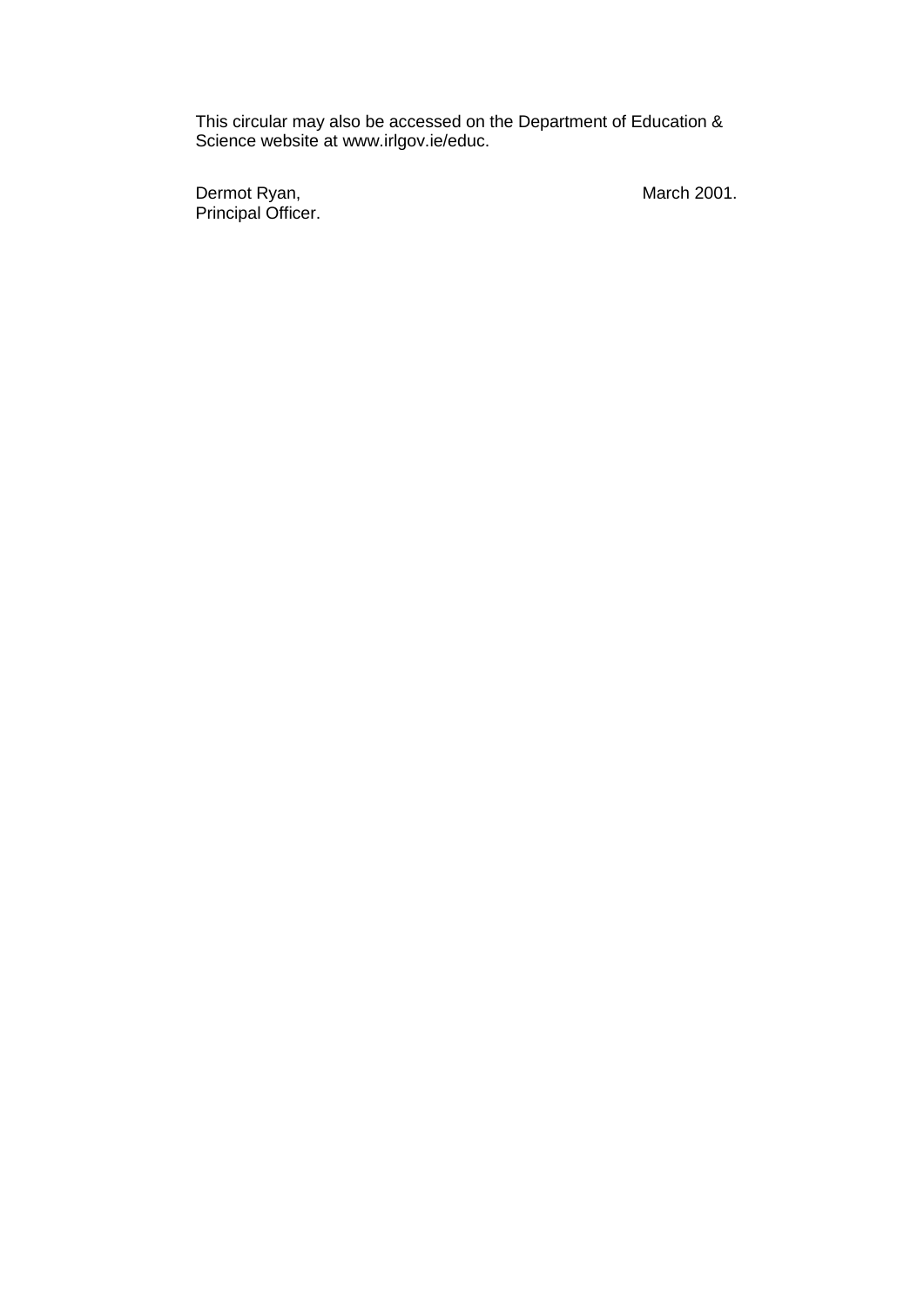This circular may also be accessed on the Department of Education & Science website at www.irlgov.ie/educ.

Dermot Ryan,
Principal Officer.

March 2001.